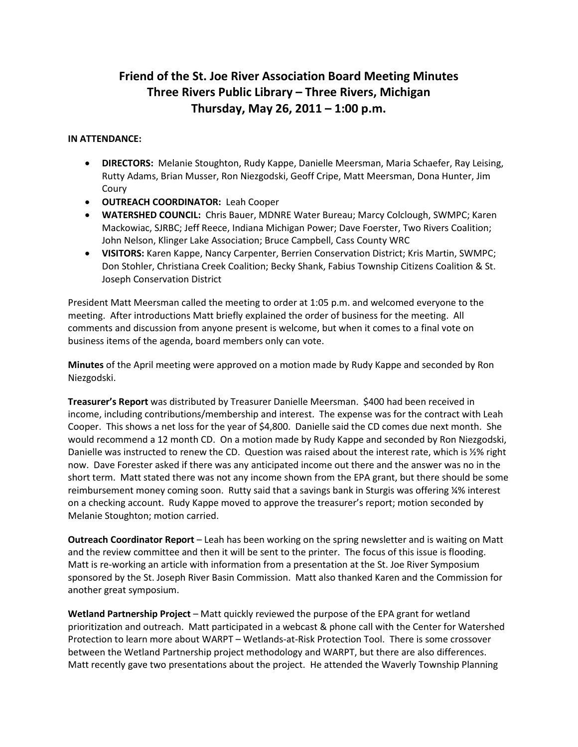# Friend of the St. Joe River Association Board Meeting Minutes
## Three Rivers Public Library – Three Rivers, Michigan
## Thursday, May 26, 2011 – 1:00 p.m.

**IN ATTENDANCE:**

- **DIRECTORS:** Melanie Stoughton, Rudy Kappe, Danielle Meersman, Maria Schaefer, Ray Leising, Rutty Adams, Brian Musser, Ron Niezgodski, Geoff Cripe, Matt Meersman, Dona Hunter, Jim Coury
- **OUTREACH COORDINATOR:** Leah Cooper
- **WATERSHED COUNCIL:** Chris Bauer, MDNRE Water Bureau; Marcy Colclough, SWMPC; Karen Mackowiac, SJRBC; Jeff Reece, Indiana Michigan Power; Dave Foerster, Two Rivers Coalition; John Nelson, Klinger Lake Association; Bruce Campbell, Cass County WRC
- **VISITORS:** Karen Kappe, Nancy Carpenter, Berrien Conservation District; Kris Martin, SWMPC; Don Stohler, Christiana Creek Coalition; Becky Shank, Fabius Township Citizens Coalition & St. Joseph Conservation District

President Matt Meersman called the meeting to order at 1:05 p.m. and welcomed everyone to the meeting. After introductions Matt briefly explained the order of business for the meeting. All comments and discussion from anyone present is welcome, but when it comes to a final vote on business items of the agenda, board members only can vote.

**Minutes** of the April meeting were approved on a motion made by Rudy Kappe and seconded by Ron Niezgodski.

**Treasurer's Report** was distributed by Treasurer Danielle Meersman. $400 had been received in income, including contributions/membership and interest. The expense was for the contract with Leah Cooper. This shows a net loss for the year of $4,800. Danielle said the CD comes due next month. She would recommend a 12 month CD. On a motion made by Rudy Kappe and seconded by Ron Niezgodski, Danielle was instructed to renew the CD. Question was raised about the interest rate, which is ½% right now. Dave Forester asked if there was any anticipated income out there and the answer was no in the short term. Matt stated there was not any income shown from the EPA grant, but there should be some reimbursement money coming soon. Rutty said that a savings bank in Sturgis was offering ¼% interest on a checking account. Rudy Kappe moved to approve the treasurer's report; motion seconded by Melanie Stoughton; motion carried.

**Outreach Coordinator Report** – Leah has been working on the spring newsletter and is waiting on Matt and the review committee and then it will be sent to the printer. The focus of this issue is flooding. Matt is re-working an article with information from a presentation at the St. Joe River Symposium sponsored by the St. Joseph River Basin Commission. Matt also thanked Karen and the Commission for another great symposium.

**Wetland Partnership Project** – Matt quickly reviewed the purpose of the EPA grant for wetland prioritization and outreach. Matt participated in a webcast & phone call with the Center for Watershed Protection to learn more about WARPT – Wetlands-at-Risk Protection Tool. There is some crossover between the Wetland Partnership project methodology and WARPT, but there are also differences. Matt recently gave two presentations about the project. He attended the Waverly Township Planning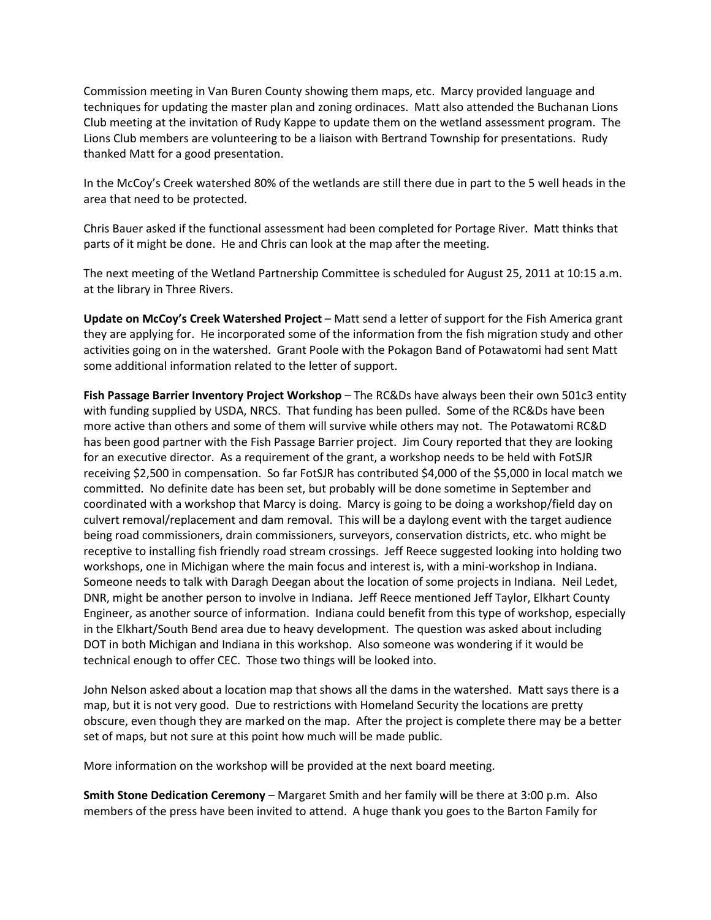Commission meeting in Van Buren County showing them maps, etc. Marcy provided language and techniques for updating the master plan and zoning ordinaces. Matt also attended the Buchanan Lions Club meeting at the invitation of Rudy Kappe to update them on the wetland assessment program. The Lions Club members are volunteering to be a liaison with Bertrand Township for presentations. Rudy thanked Matt for a good presentation.

In the McCoy's Creek watershed 80% of the wetlands are still there due in part to the 5 well heads in the area that need to be protected.

Chris Bauer asked if the functional assessment had been completed for Portage River. Matt thinks that parts of it might be done. He and Chris can look at the map after the meeting.

The next meeting of the Wetland Partnership Committee is scheduled for August 25, 2011 at 10:15 a.m. at the library in Three Rivers.

**Update on McCoy's Creek Watershed Project** – Matt send a letter of support for the Fish America grant they are applying for. He incorporated some of the information from the fish migration study and other activities going on in the watershed. Grant Poole with the Pokagon Band of Potawatomi had sent Matt some additional information related to the letter of support.

**Fish Passage Barrier Inventory Project Workshop** – The RC&Ds have always been their own 501c3 entity with funding supplied by USDA, NRCS. That funding has been pulled. Some of the RC&Ds have been more active than others and some of them will survive while others may not. The Potawatomi RC&D has been good partner with the Fish Passage Barrier project. Jim Coury reported that they are looking for an executive director. As a requirement of the grant, a workshop needs to be held with FotSJR receiving $2,500 in compensation. So far FotSJR has contributed $4,000 of the $5,000 in local match we committed. No definite date has been set, but probably will be done sometime in September and coordinated with a workshop that Marcy is doing. Marcy is going to be doing a workshop/field day on culvert removal/replacement and dam removal. This will be a daylong event with the target audience being road commissioners, drain commissioners, surveyors, conservation districts, etc. who might be receptive to installing fish friendly road stream crossings. Jeff Reece suggested looking into holding two workshops, one in Michigan where the main focus and interest is, with a mini-workshop in Indiana. Someone needs to talk with Daragh Deegan about the location of some projects in Indiana. Neil Ledet, DNR, might be another person to involve in Indiana. Jeff Reece mentioned Jeff Taylor, Elkhart County Engineer, as another source of information. Indiana could benefit from this type of workshop, especially in the Elkhart/South Bend area due to heavy development. The question was asked about including DOT in both Michigan and Indiana in this workshop. Also someone was wondering if it would be technical enough to offer CEC. Those two things will be looked into.

John Nelson asked about a location map that shows all the dams in the watershed. Matt says there is a map, but it is not very good. Due to restrictions with Homeland Security the locations are pretty obscure, even though they are marked on the map. After the project is complete there may be a better set of maps, but not sure at this point how much will be made public.

More information on the workshop will be provided at the next board meeting.

**Smith Stone Dedication Ceremony** – Margaret Smith and her family will be there at 3:00 p.m. Also members of the press have been invited to attend. A huge thank you goes to the Barton Family for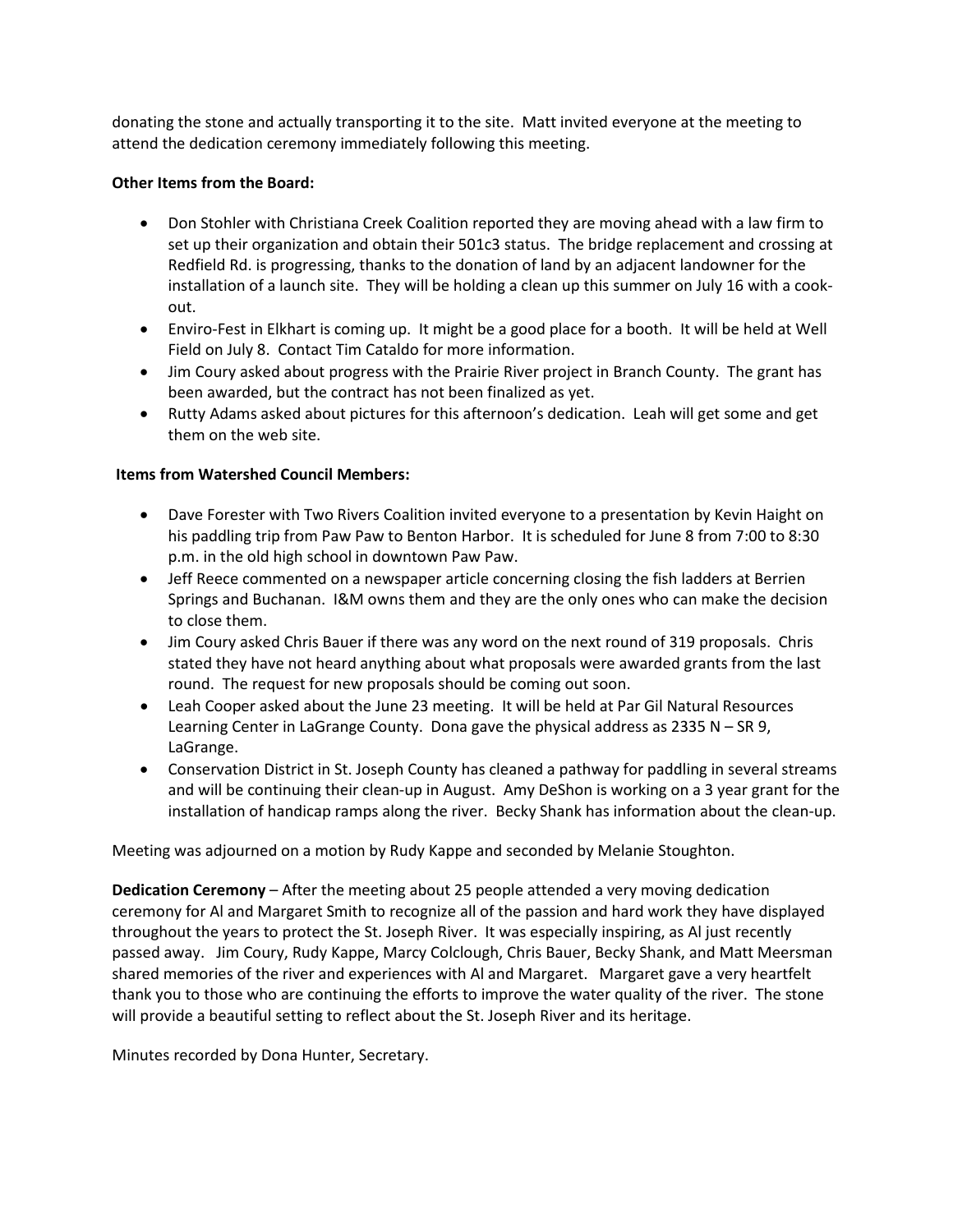donating the stone and actually transporting it to the site. Matt invited everyone at the meeting to attend the dedication ceremony immediately following this meeting.

**Other Items from the Board:**

- Don Stohler with Christiana Creek Coalition reported they are moving ahead with a law firm to set up their organization and obtain their 501c3 status. The bridge replacement and crossing at Redfield Rd. is progressing, thanks to the donation of land by an adjacent landowner for the installation of a launch site. They will be holding a clean up this summer on July 16 with a cook-out.
- Enviro-Fest in Elkhart is coming up. It might be a good place for a booth. It will be held at Well Field on July 8. Contact Tim Cataldo for more information.
- Jim Coury asked about progress with the Prairie River project in Branch County. The grant has been awarded, but the contract has not been finalized as yet.
- Rutty Adams asked about pictures for this afternoon's dedication. Leah will get some and get them on the web site.

**Items from Watershed Council Members:**

- Dave Forester with Two Rivers Coalition invited everyone to a presentation by Kevin Haight on his paddling trip from Paw Paw to Benton Harbor. It is scheduled for June 8 from 7:00 to 8:30 p.m. in the old high school in downtown Paw Paw.
- Jeff Reece commented on a newspaper article concerning closing the fish ladders at Berrien Springs and Buchanan. I&M owns them and they are the only ones who can make the decision to close them.
- Jim Coury asked Chris Bauer if there was any word on the next round of 319 proposals. Chris stated they have not heard anything about what proposals were awarded grants from the last round. The request for new proposals should be coming out soon.
- Leah Cooper asked about the June 23 meeting. It will be held at Par Gil Natural Resources Learning Center in LaGrange County. Dona gave the physical address as 2335 N – SR 9, LaGrange.
- Conservation District in St. Joseph County has cleaned a pathway for paddling in several streams and will be continuing their clean-up in August. Amy DeShon is working on a 3 year grant for the installation of handicap ramps along the river. Becky Shank has information about the clean-up.

Meeting was adjourned on a motion by Rudy Kappe and seconded by Melanie Stoughton.

**Dedication Ceremony** – After the meeting about 25 people attended a very moving dedication ceremony for Al and Margaret Smith to recognize all of the passion and hard work they have displayed throughout the years to protect the St. Joseph River. It was especially inspiring, as Al just recently passed away. Jim Coury, Rudy Kappe, Marcy Colclough, Chris Bauer, Becky Shank, and Matt Meersman shared memories of the river and experiences with Al and Margaret. Margaret gave a very heartfelt thank you to those who are continuing the efforts to improve the water quality of the river. The stone will provide a beautiful setting to reflect about the St. Joseph River and its heritage.

Minutes recorded by Dona Hunter, Secretary.